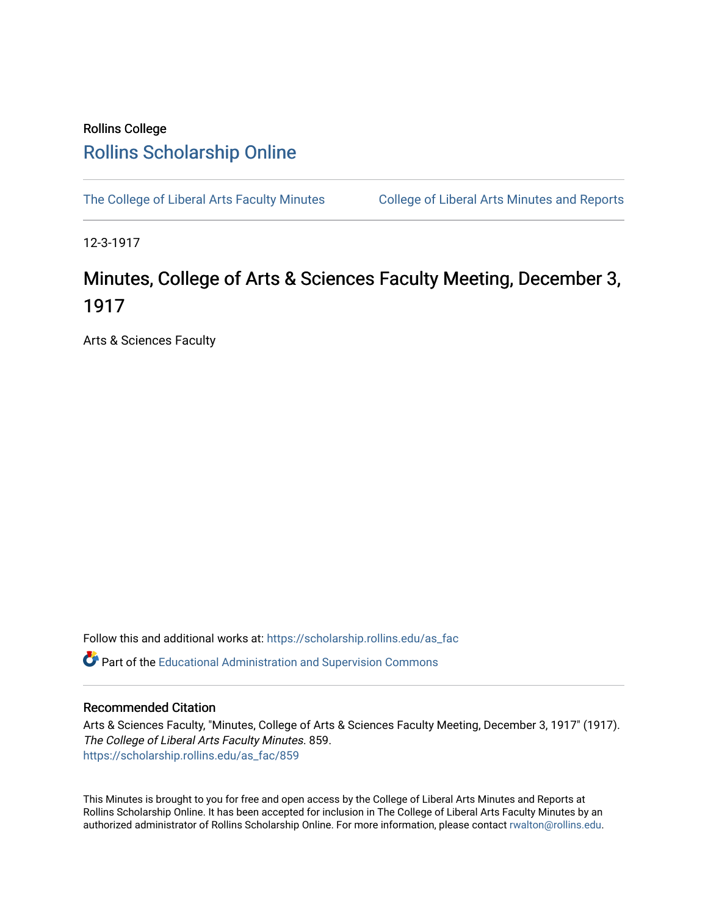Rollins College

# Rollins Scholarship Online

The College of Liberal Arts Faculty Minutes | College of Liberal Arts Minutes and Reports

12-3-1917

# Minutes, College of Arts & Sciences Faculty Meeting, December 3, 1917

Arts & Sciences Faculty

Follow this and additional works at: https://scholarship.rollins.edu/as_fac

Part of the Educational Administration and Supervision Commons

## Recommended Citation

Arts & Sciences Faculty, "Minutes, College of Arts & Sciences Faculty Meeting, December 3, 1917" (1917). *The College of Liberal Arts Faculty Minutes*. 859.
https://scholarship.rollins.edu/as_fac/859

This Minutes is brought to you for free and open access by the College of Liberal Arts Minutes and Reports at Rollins Scholarship Online. It has been accepted for inclusion in The College of Liberal Arts Faculty Minutes by an authorized administrator of Rollins Scholarship Online. For more information, please contact rwalton@rollins.edu.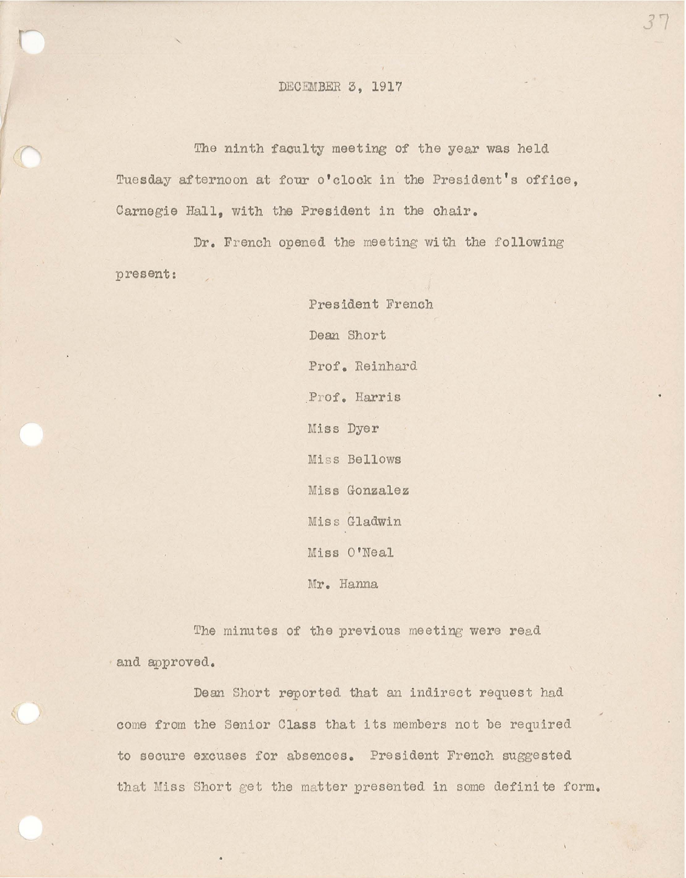DECEMBER 3, 1917

The ninth faculty meeting of the year was held Tuesday afternoon at four o'clock in the President's office, Carnegie Hall, with the President in the chair.

Dr. French opened the meeting with the following present:

President French
Dean Short
Prof. Reinhard
Prof. Harris
Miss Dyer
Miss Bellows
Miss Gonzalez
Miss Gladwin
Miss O'Neal
Mr. Hanna

The minutes of the previous meeting were read and approved.

Dean Short reported that an indirect request had come from the Senior Class that its members not be required to secure excuses for absences. President French suggested that Miss Short get the matter presented in some definite form.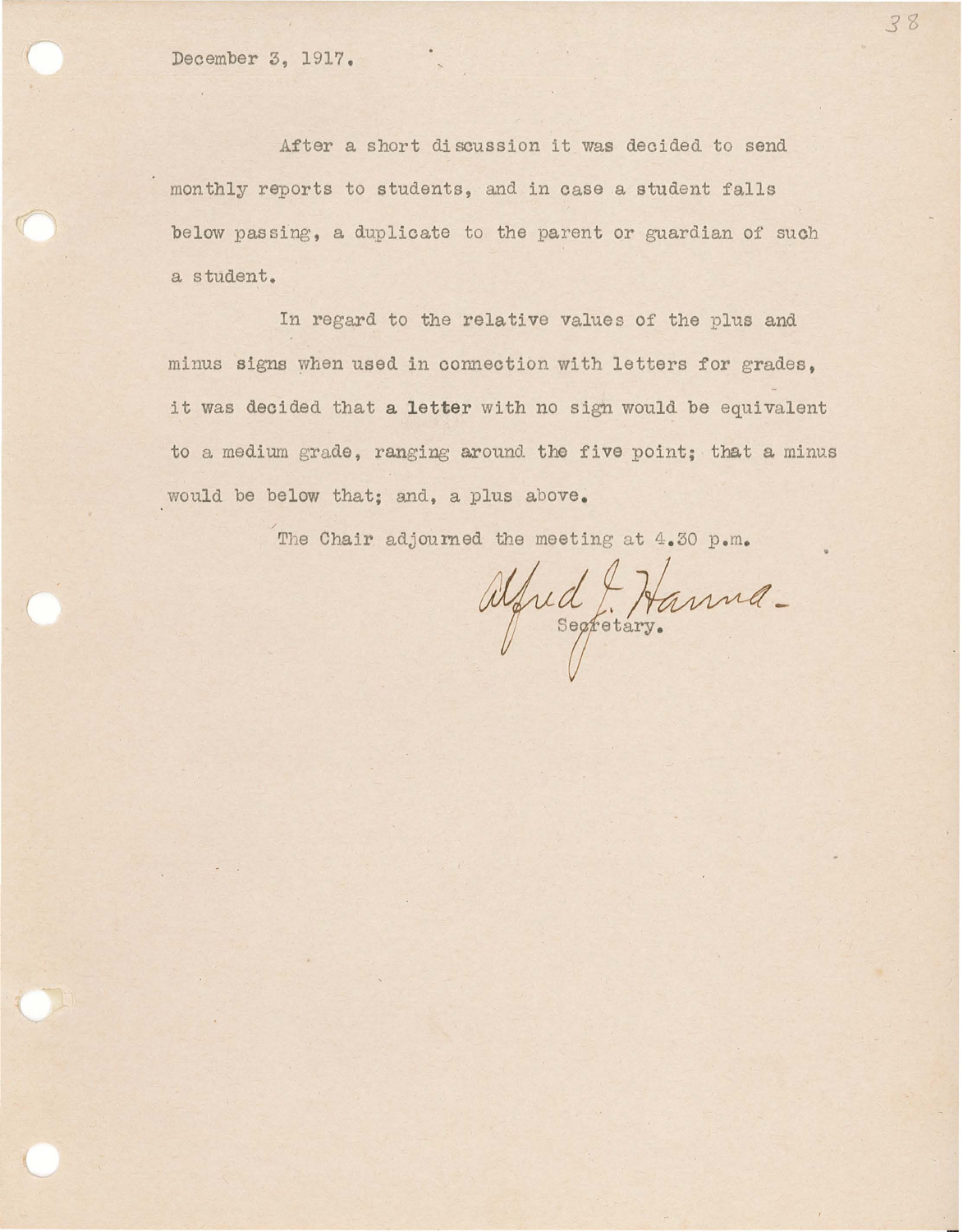December 3, 1917.

After a short discussion it was decided to send monthly reports to students, and in case a student falls below passing, a duplicate to the parent or guardian of such a student.

In regard to the relative values of the plus and minus signs when used in connection with letters for grades, it was decided that a letter with no sign would be equivalent to a medium grade, ranging around the five point; that a minus would be below that; and, a plus above.

The Chair adjourned the meeting at 4.30 p.m.

Alfred J. Hanna
Secretary.